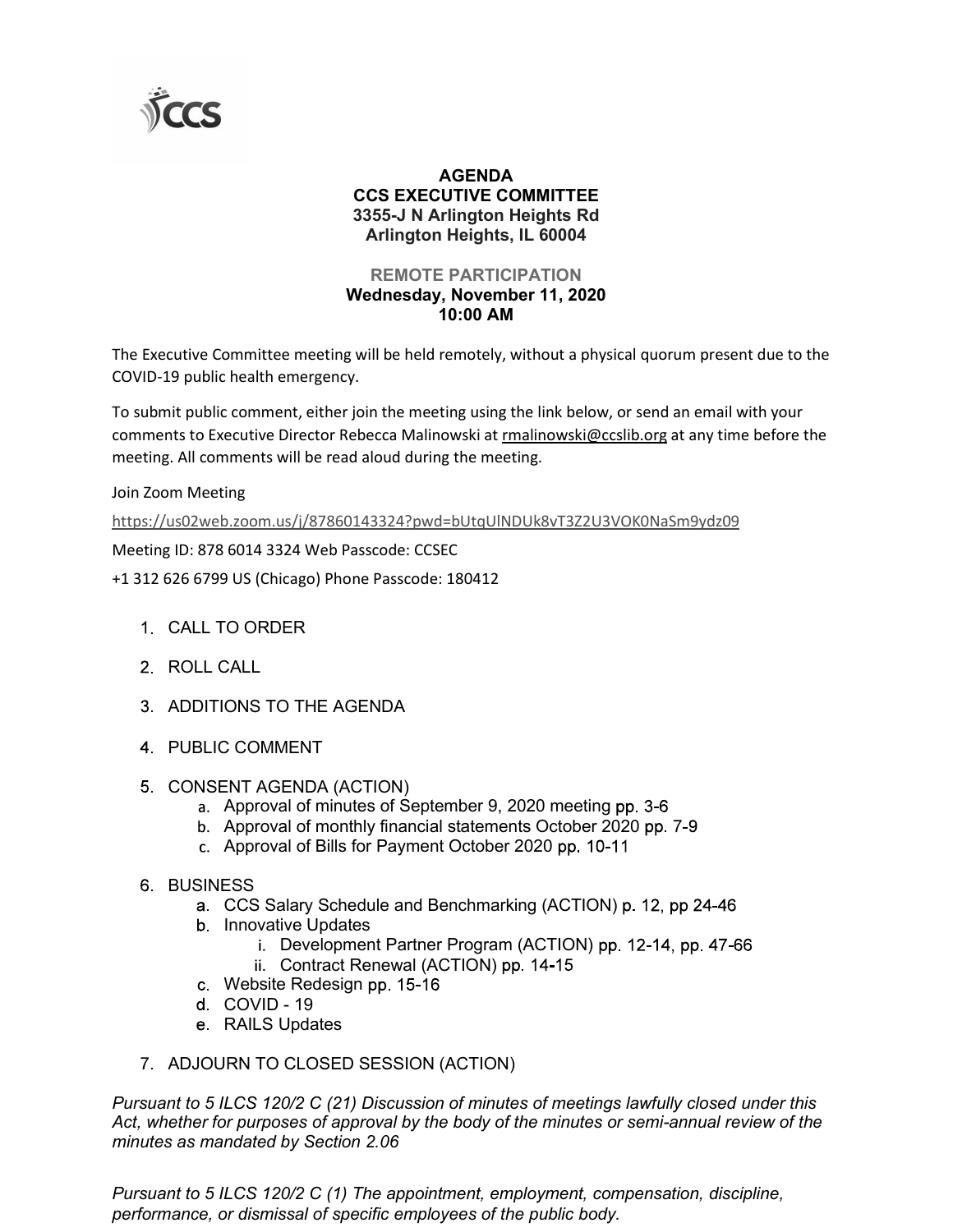**AGENDA**
**CCS EXECUTIVE COMMITTEE**
**3355-J N Arlington Heights Rd**
**Arlington Heights, IL 60004**

**REMOTE PARTICIPATION**
**Wednesday, November 11, 2020**
**10:00 AM**

The Executive Committee meeting will be held remotely, without a physical quorum present due to the COVID-19 public health emergency.

To submit public comment, either join the meeting using the link below, or send an email with your comments to Executive Director Rebecca Malinowski at rmalinowski@ccslib.org at any time before the meeting. All comments will be read aloud during the meeting.

Join Zoom Meeting

https://us02web.zoom.us/j/87860143324?pwd=bUtqUlNDUk8vT3Z2U3VOK0NaSm9ydz09

Meeting ID: 878 6014 3324 Web Passcode: CCSEC

+1 312 626 6799 US (Chicago) Phone Passcode: 180412

1. CALL TO ORDER
2. ROLL CALL
3. ADDITIONS TO THE AGENDA
4. PUBLIC COMMENT
5. CONSENT AGENDA (ACTION)
   a. Approval of minutes of September 9, 2020 meeting pp. 3-6
   b. Approval of monthly financial statements October 2020 pp. 7-9
   c. Approval of Bills for Payment October 2020 pp. 10-11
6. BUSINESS
   a. CCS Salary Schedule and Benchmarking (ACTION) p. 12, pp 24-46
   b. Innovative Updates
      i. Development Partner Program (ACTION) pp. 12-14, pp. 47-66
      ii. Contract Renewal (ACTION) pp. 14-15
   c. Website Redesign pp. 15-16
   d. COVID - 19
   e. RAILS Updates
7. ADJOURN TO CLOSED SESSION (ACTION)

*Pursuant to 5 ILCS 120/2 C (21) Discussion of minutes of meetings lawfully closed under this Act, whether for purposes of approval by the body of the minutes or semi-annual review of the minutes as mandated by Section 2.06*

*Pursuant to 5 ILCS 120/2 C (1) The appointment, employment, compensation, discipline, performance, or dismissal of specific employees of the public body.*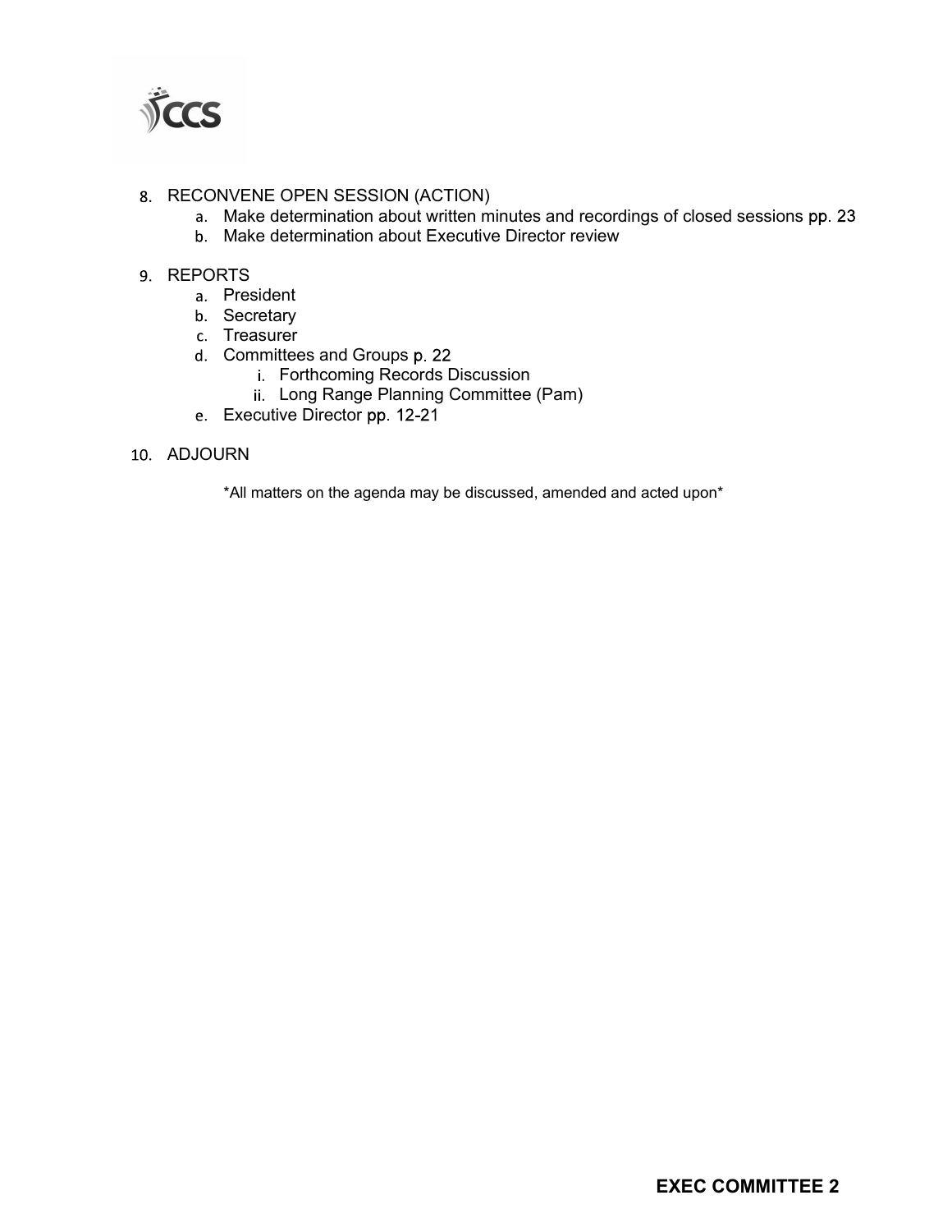8. RECONVENE OPEN SESSION (ACTION)
   a. Make determination about written minutes and recordings of closed sessions pp. 23
   b. Make determination about Executive Director review

9. REPORTS
   a. President
   b. Secretary
   c. Treasurer
   d. Committees and Groups p. 22
      i. Forthcoming Records Discussion
      ii. Long Range Planning Committee (Pam)
   e. Executive Director pp. 12-21

10. ADJOURN

*All matters on the agenda may be discussed, amended and acted upon*